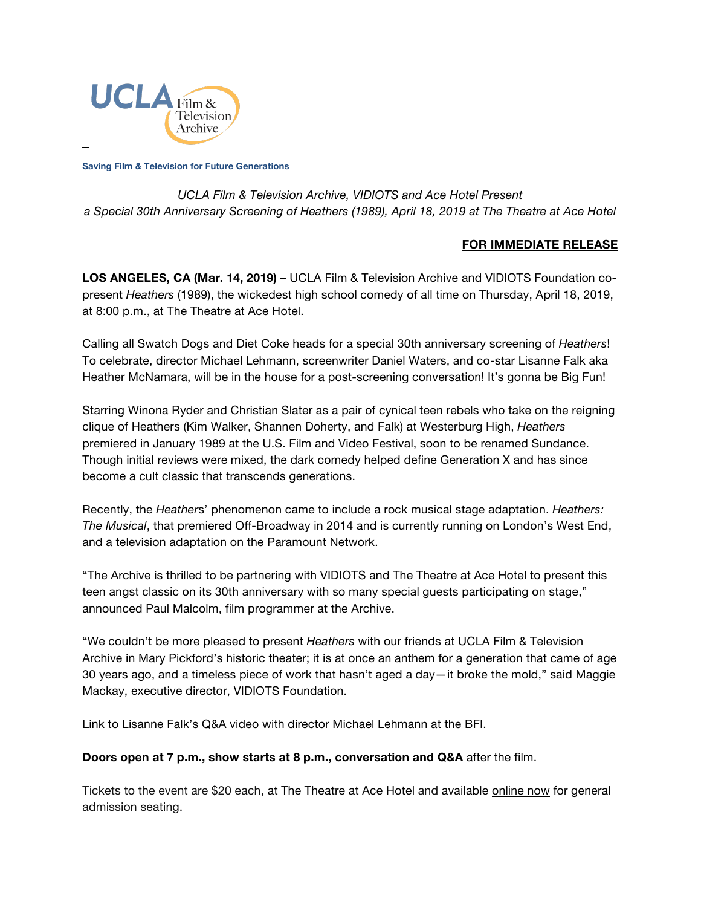UCLA Film & Television Archive

**Saving Film & Television for Future Generations**

*UCLA Film & Television Archive, VIDIOTS and Ace Hotel Present*
*a Special 30th Anniversary Screening of Heathers (1989), April 18, 2019 at The Theatre at Ace Hotel*

**FOR IMMEDIATE RELEASE**

**LOS ANGELES, CA (Mar. 14, 2019) –** UCLA Film & Television Archive and VIDIOTS Foundation co-present *Heathers* (1989), the wickedest high school comedy of all time on Thursday, April 18, 2019, at 8:00 p.m., at The Theatre at Ace Hotel.

Calling all Swatch Dogs and Diet Coke heads for a special 30th anniversary screening of *Heathers*! To celebrate, director Michael Lehmann, screenwriter Daniel Waters, and co-star Lisanne Falk aka Heather McNamara, will be in the house for a post-screening conversation! It's gonna be Big Fun!

Starring Winona Ryder and Christian Slater as a pair of cynical teen rebels who take on the reigning clique of Heathers (Kim Walker, Shannen Doherty, and Falk) at Westerburg High, *Heathers* premiered in January 1989 at the U.S. Film and Video Festival, soon to be renamed Sundance. Though initial reviews were mixed, the dark comedy helped define Generation X and has since become a cult classic that transcends generations.

Recently, the *Heather*s' phenomenon came to include a rock musical stage adaptation. *Heathers: The Musical*, that premiered Off-Broadway in 2014 and is currently running on London's West End, and a television adaptation on the Paramount Network.

"The Archive is thrilled to be partnering with VIDIOTS and The Theatre at Ace Hotel to present this teen angst classic on its 30th anniversary with so many special guests participating on stage," announced Paul Malcolm, film programmer at the Archive.

"We couldn't be more pleased to present *Heathers* with our friends at UCLA Film & Television Archive in Mary Pickford's historic theater; it is at once an anthem for a generation that came of age 30 years ago, and a timeless piece of work that hasn't aged a day—it broke the mold," said Maggie Mackay, executive director, VIDIOTS Foundation.

Link to Lisanne Falk's Q&A video with director Michael Lehmann at the BFI.

**Doors open at 7 p.m., show starts at 8 p.m., conversation and Q&A** after the film.

Tickets to the event are $20 each, at The Theatre at Ace Hotel and available online now for general admission seating.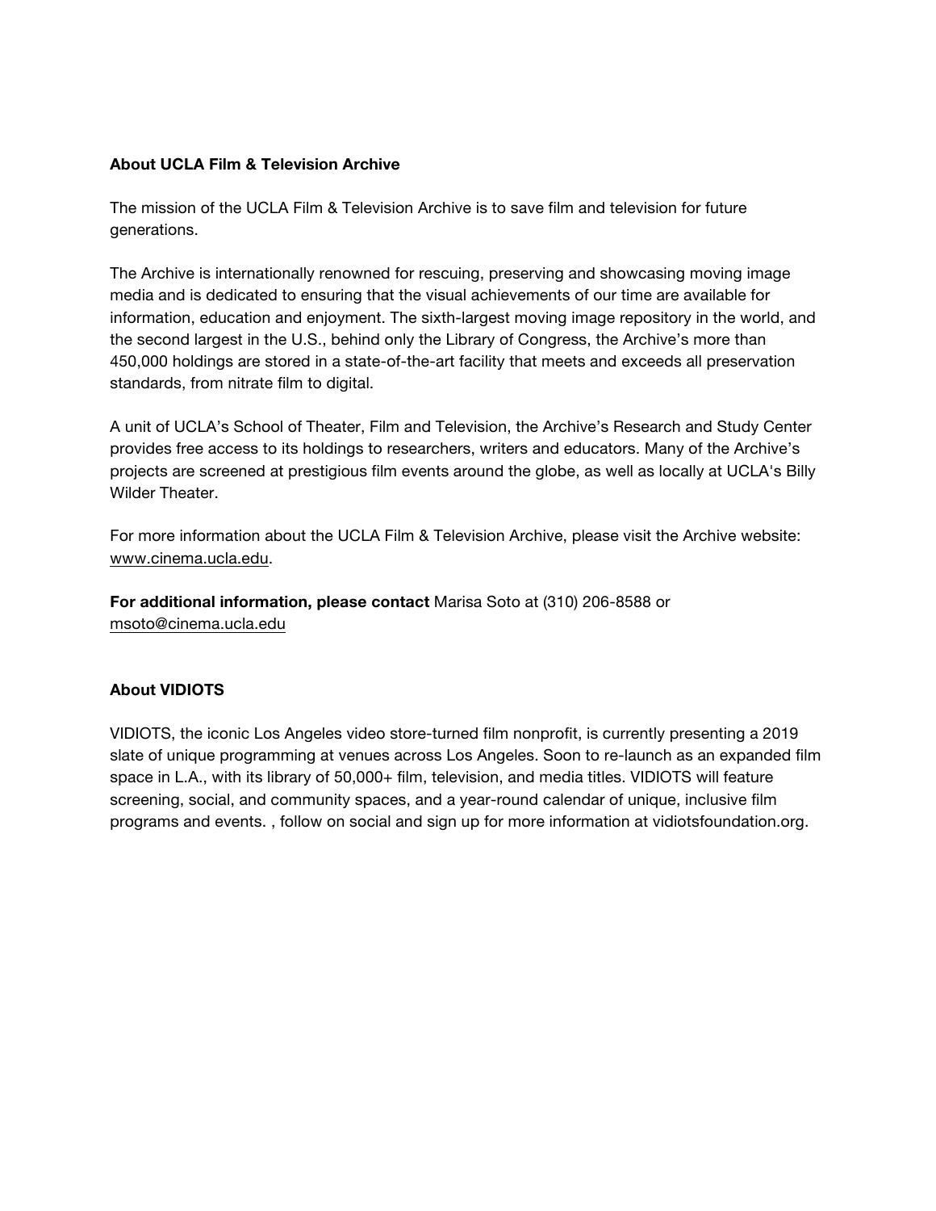**About UCLA Film & Television Archive**

The mission of the UCLA Film & Television Archive is to save film and television for future generations.

The Archive is internationally renowned for rescuing, preserving and showcasing moving image media and is dedicated to ensuring that the visual achievements of our time are available for information, education and enjoyment. The sixth-largest moving image repository in the world, and the second largest in the U.S., behind only the Library of Congress, the Archive's more than 450,000 holdings are stored in a state-of-the-art facility that meets and exceeds all preservation standards, from nitrate film to digital.

A unit of UCLA's School of Theater, Film and Television, the Archive's Research and Study Center provides free access to its holdings to researchers, writers and educators. Many of the Archive's projects are screened at prestigious film events around the globe, as well as locally at UCLA's Billy Wilder Theater.

For more information about the UCLA Film & Television Archive, please visit the Archive website: www.cinema.ucla.edu.

**For additional information, please contact** Marisa Soto at (310) 206-8588 or msoto@cinema.ucla.edu

**About VIDIOTS**

VIDIOTS, the iconic Los Angeles video store-turned film nonprofit, is currently presenting a 2019 slate of unique programming at venues across Los Angeles. Soon to re-launch as an expanded film space in L.A., with its library of 50,000+ film, television, and media titles. VIDIOTS will feature screening, social, and community spaces, and a year-round calendar of unique, inclusive film programs and events. , follow on social and sign up for more information at vidiotsfoundation.org.